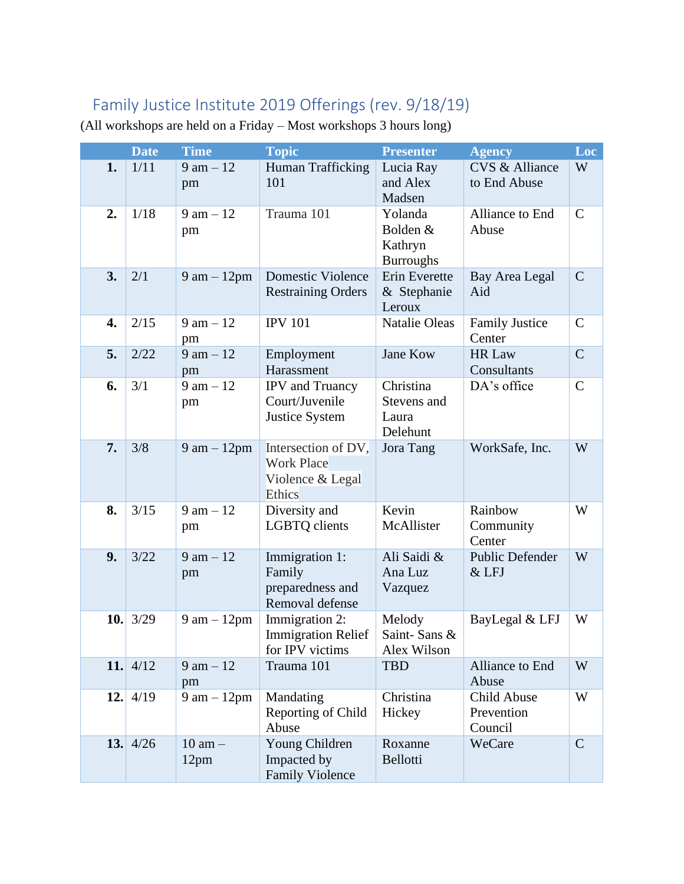# Family Justice Institute 2019 Offerings (rev. 9/18/19)

(All workshops are held on a Friday – Most workshops 3 hours long)

| | Date | Time | Topic | Presenter | Agency | Loc |
|---|---|---|---|---|---|---|
| **1.** | 1/11 | 9 am – 12 pm | Human Trafficking 101 | Lucia Ray and Alex Madsen | CVS & Alliance to End Abuse | W |
| **2.** | 1/18 | 9 am – 12 pm | Trauma 101 | Yolanda Bolden & Kathryn Burroughs | Alliance to End Abuse | C |
| **3.** | 2/1 | 9 am – 12pm | Domestic Violence Restraining Orders | Erin Everette & Stephanie Leroux | Bay Area Legal Aid | C |
| **4.** | 2/15 | 9 am – 12 pm | IPV 101 | Natalie Oleas | Family Justice Center | C |
| **5.** | 2/22 | 9 am – 12 pm | Employment Harassment | Jane Kow | HR Law Consultants | C |
| **6.** | 3/1 | 9 am – 12 pm | IPV and Truancy Court/Juvenile Justice System | Christina Stevens and Laura Delehunt | DA's office | C |
| **7.** | 3/8 | 9 am – 12pm | Intersection of DV, Work Place Violence & Legal Ethics | Jora Tang | WorkSafe, Inc. | W |
| **8.** | 3/15 | 9 am – 12 pm | Diversity and LGBTQ clients | Kevin McAllister | Rainbow Community Center | W |
| **9.** | 3/22 | 9 am – 12 pm | Immigration 1: Family preparedness and Removal defense | Ali Saidi & Ana Luz Vazquez | Public Defender & LFJ | W |
| **10.** | 3/29 | 9 am – 12pm | Immigration 2: Immigration Relief for IPV victims | Melody Saint- Sans & Alex Wilson | BayLegal & LFJ | W |
| **11.** | 4/12 | 9 am – 12 pm | Trauma 101 | TBD | Alliance to End Abuse | W |
| **12.** | 4/19 | 9 am – 12pm | Mandating Reporting of Child Abuse | Christina Hickey | Child Abuse Prevention Council | W |
| **13.** | 4/26 | 10 am – 12pm | Young Children Impacted by Family Violence | Roxanne Bellotti | WeCare | C |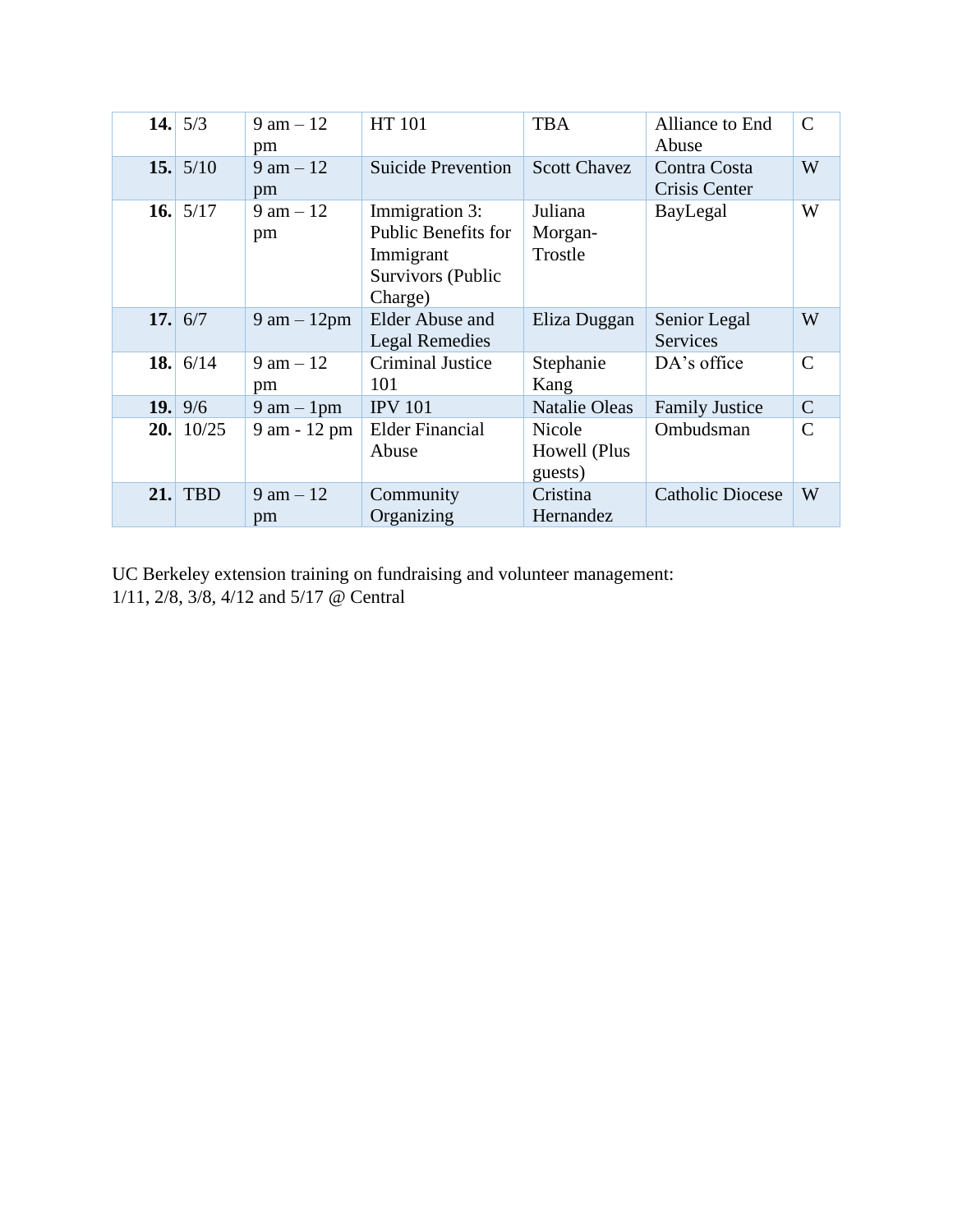| | | | | | | |
|---|---|---|---|---|---|---|
| **14.** | 5/3 | 9 am – 12 pm | HT 101 | TBA | Alliance to End Abuse | C |
| **15.** | 5/10 | 9 am – 12 pm | Suicide Prevention | Scott Chavez | Contra Costa Crisis Center | W |
| **16.** | 5/17 | 9 am – 12 pm | Immigration 3: Public Benefits for Immigrant Survivors (Public Charge) | Juliana Morgan-Trostle | BayLegal | W |
| **17.** | 6/7 | 9 am – 12pm | Elder Abuse and Legal Remedies | Eliza Duggan | Senior Legal Services | W |
| **18.** | 6/14 | 9 am – 12 pm | Criminal Justice 101 | Stephanie Kang | DA's office | C |
| **19.** | 9/6 | 9 am – 1pm | IPV 101 | Natalie Oleas | Family Justice | C |
| **20.** | 10/25 | 9 am - 12 pm | Elder Financial Abuse | Nicole Howell (Plus guests) | Ombudsman | C |
| **21.** | TBD | 9 am – 12 pm | Community Organizing | Cristina Hernandez | Catholic Diocese | W |

UC Berkeley extension training on fundraising and volunteer management:
1/11, 2/8, 3/8, 4/12 and 5/17 @ Central